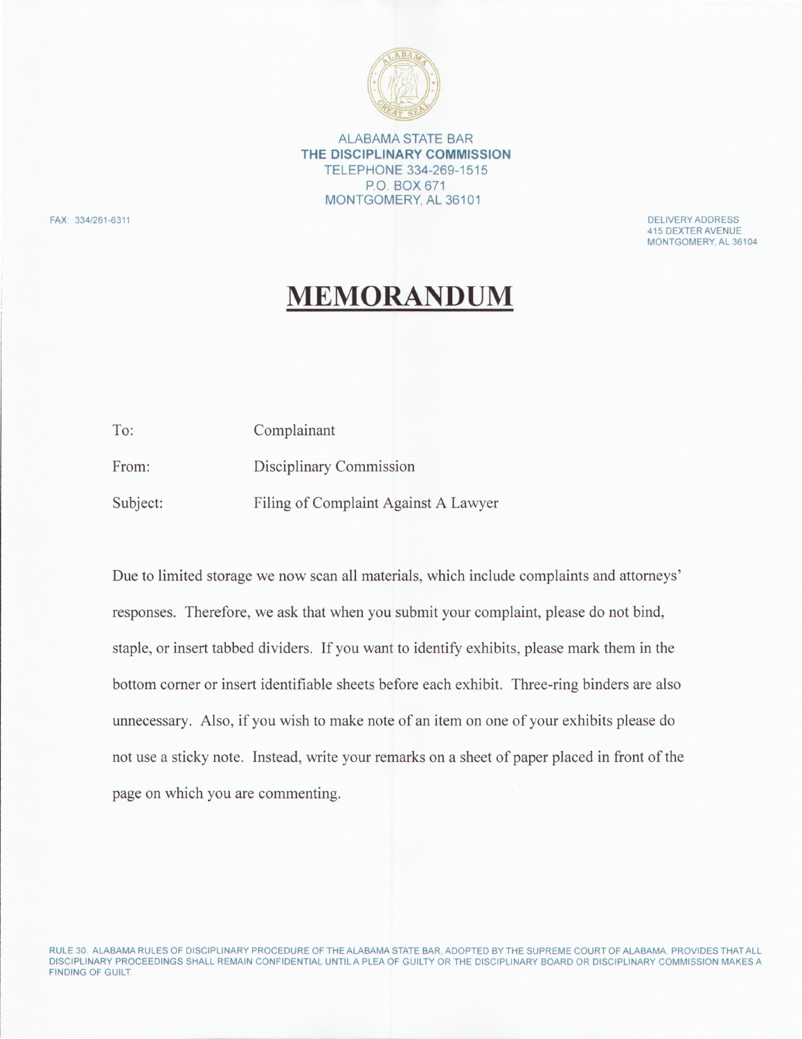ALABAMA STATE BAR
**THE DISCIPLINARY COMMISSION**
TELEPHONE 334-269-1515
P.O. BOX 671
MONTGOMERY, AL 36101

FAX: 334/261-6311

DELIVERY ADDRESS
415 DEXTER AVENUE
MONTGOMERY, AL 36104

# MEMORANDUM

To: Complainant

From: Disciplinary Commission

Subject: Filing of Complaint Against A Lawyer

Due to limited storage we now scan all materials, which include complaints and attorneys' responses. Therefore, we ask that when you submit your complaint, please do not bind, staple, or insert tabbed dividers. If you want to identify exhibits, please mark them in the bottom corner or insert identifiable sheets before each exhibit. Three-ring binders are also unnecessary. Also, if you wish to make note of an item on one of your exhibits please do not use a sticky note. Instead, write your remarks on a sheet of paper placed in front of the page on which you are commenting.

RULE 30, ALABAMA RULES OF DISCIPLINARY PROCEDURE OF THE ALABAMA STATE BAR, ADOPTED BY THE SUPREME COURT OF ALABAMA, PROVIDES THAT ALL DISCIPLINARY PROCEEDINGS SHALL REMAIN CONFIDENTIAL UNTIL A PLEA OF GUILTY OR THE DISCIPLINARY BOARD OR DISCIPLINARY COMMISSION MAKES A FINDING OF GUILT.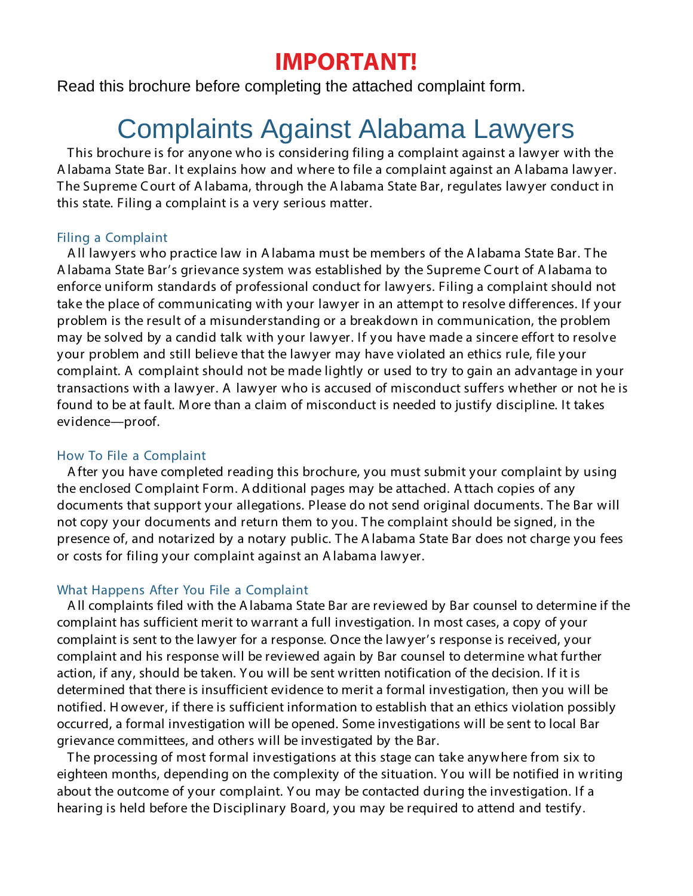# IMPORTANT!

Read this brochure before completing the attached complaint form.

# Complaints Against Alabama Lawyers

This brochure is for anyone who is considering filing a complaint against a lawyer with the Alabama State Bar. It explains how and where to file a complaint against an Alabama lawyer. The Supreme Court of Alabama, through the Alabama State Bar, regulates lawyer conduct in this state. Filing a complaint is a very serious matter.

## Filing a Complaint

All lawyers who practice law in Alabama must be members of the Alabama State Bar. The Alabama State Bar's grievance system was established by the Supreme Court of Alabama to enforce uniform standards of professional conduct for lawyers. Filing a complaint should not take the place of communicating with your lawyer in an attempt to resolve differences. If your problem is the result of a misunderstanding or a breakdown in communication, the problem may be solved by a candid talk with your lawyer. If you have made a sincere effort to resolve your problem and still believe that the lawyer may have violated an ethics rule, file your complaint. A complaint should not be made lightly or used to try to gain an advantage in your transactions with a lawyer. A lawyer who is accused of misconduct suffers whether or not he is found to be at fault. More than a claim of misconduct is needed to justify discipline. It takes evidence—proof.

## How To File a Complaint

After you have completed reading this brochure, you must submit your complaint by using the enclosed Complaint Form. Additional pages may be attached. Attach copies of any documents that support your allegations. Please do not send original documents. The Bar will not copy your documents and return them to you. The complaint should be signed, in the presence of, and notarized by a notary public. The Alabama State Bar does not charge you fees or costs for filing your complaint against an Alabama lawyer.

## What Happens After You File a Complaint

All complaints filed with the Alabama State Bar are reviewed by Bar counsel to determine if the complaint has sufficient merit to warrant a full investigation. In most cases, a copy of your complaint is sent to the lawyer for a response. Once the lawyer's response is received, your complaint and his response will be reviewed again by Bar counsel to determine what further action, if any, should be taken. You will be sent written notification of the decision. If it is determined that there is insufficient evidence to merit a formal investigation, then you will be notified. However, if there is sufficient information to establish that an ethics violation possibly occurred, a formal investigation will be opened. Some investigations will be sent to local Bar grievance committees, and others will be investigated by the Bar.

The processing of most formal investigations at this stage can take anywhere from six to eighteen months, depending on the complexity of the situation. You will be notified in writing about the outcome of your complaint. You may be contacted during the investigation. If a hearing is held before the Disciplinary Board, you may be required to attend and testify.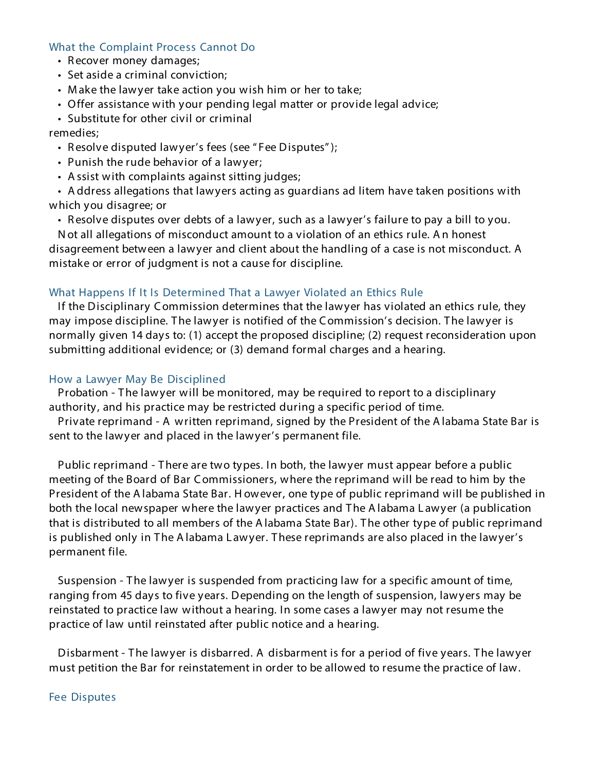## What the Complaint Process Cannot Do

- Recover money damages;
- Set aside a criminal conviction;
- Make the lawyer take action you wish him or her to take;
- Offer assistance with your pending legal matter or provide legal advice;
- Substitute for other civil or criminal remedies;
- Resolve disputed lawyer's fees (see "Fee Disputes");
- Punish the rude behavior of a lawyer;
- Assist with complaints against sitting judges;
- Address allegations that lawyers acting as guardians ad litem have taken positions with which you disagree; or
- Resolve disputes over debts of a lawyer, such as a lawyer's failure to pay a bill to you.

Not all allegations of misconduct amount to a violation of an ethics rule. An honest disagreement between a lawyer and client about the handling of a case is not misconduct. A mistake or error of judgment is not a cause for discipline.

## What Happens If It Is Determined That a Lawyer Violated an Ethics Rule

If the Disciplinary Commission determines that the lawyer has violated an ethics rule, they may impose discipline. The lawyer is notified of the Commission's decision. The lawyer is normally given 14 days to: (1) accept the proposed discipline; (2) request reconsideration upon submitting additional evidence; or (3) demand formal charges and a hearing.

## How a Lawyer May Be Disciplined

Probation - The lawyer will be monitored, may be required to report to a disciplinary authority, and his practice may be restricted during a specific period of time.

Private reprimand - A written reprimand, signed by the President of the Alabama State Bar is sent to the lawyer and placed in the lawyer's permanent file.

Public reprimand - There are two types. In both, the lawyer must appear before a public meeting of the Board of Bar Commissioners, where the reprimand will be read to him by the President of the Alabama State Bar. However, one type of public reprimand will be published in both the local newspaper where the lawyer practices and The Alabama Lawyer (a publication that is distributed to all members of the Alabama State Bar). The other type of public reprimand is published only in The Alabama Lawyer. These reprimands are also placed in the lawyer's permanent file.

Suspension - The lawyer is suspended from practicing law for a specific amount of time, ranging from 45 days to five years. Depending on the length of suspension, lawyers may be reinstated to practice law without a hearing. In some cases a lawyer may not resume the practice of law until reinstated after public notice and a hearing.

Disbarment - The lawyer is disbarred. A disbarment is for a period of five years. The lawyer must petition the Bar for reinstatement in order to be allowed to resume the practice of law.

## Fee Disputes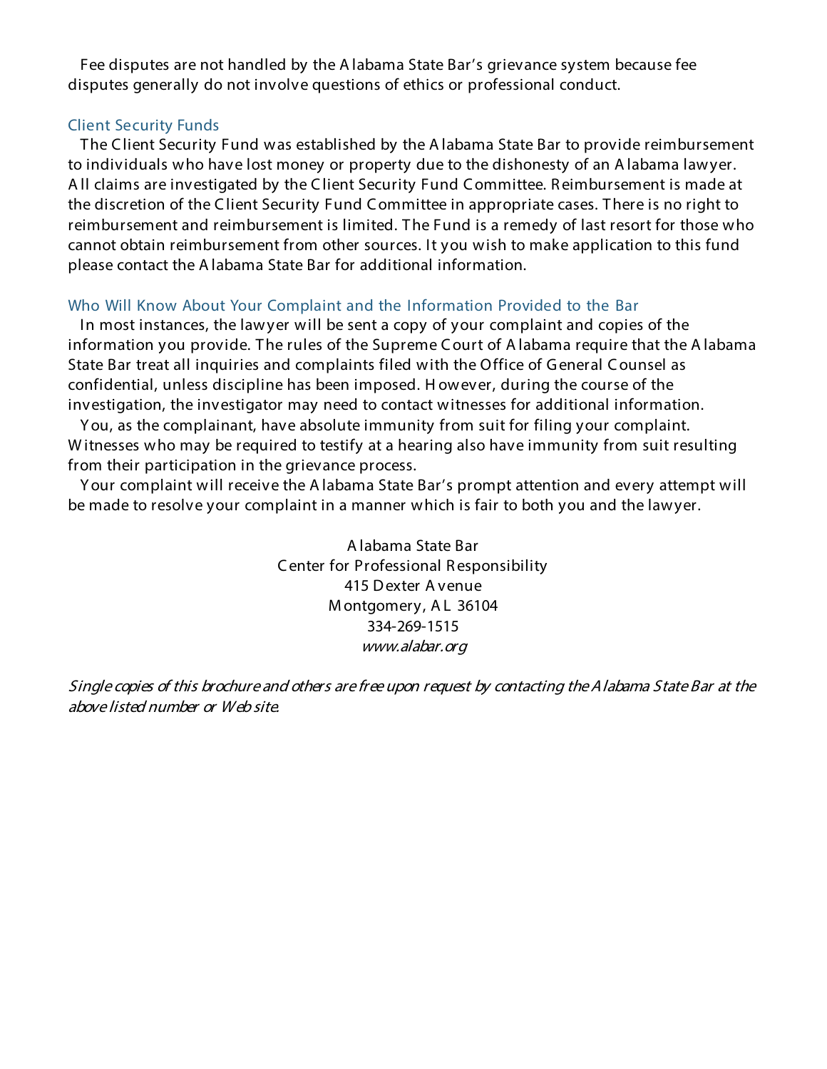Fee disputes are not handled by the Alabama State Bar's grievance system because fee disputes generally do not involve questions of ethics or professional conduct.

## Client Security Funds

The Client Security Fund was established by the Alabama State Bar to provide reimbursement to individuals who have lost money or property due to the dishonesty of an Alabama lawyer. All claims are investigated by the Client Security Fund Committee. Reimbursement is made at the discretion of the Client Security Fund Committee in appropriate cases. There is no right to reimbursement and reimbursement is limited. The Fund is a remedy of last resort for those who cannot obtain reimbursement from other sources. It you wish to make application to this fund please contact the Alabama State Bar for additional information.

## Who Will Know About Your Complaint and the Information Provided to the Bar

In most instances, the lawyer will be sent a copy of your complaint and copies of the information you provide. The rules of the Supreme Court of Alabama require that the Alabama State Bar treat all inquiries and complaints filed with the Office of General Counsel as confidential, unless discipline has been imposed. However, during the course of the investigation, the investigator may need to contact witnesses for additional information.

You, as the complainant, have absolute immunity from suit for filing your complaint. Witnesses who may be required to testify at a hearing also have immunity from suit resulting from their participation in the grievance process.

Your complaint will receive the Alabama State Bar's prompt attention and every attempt will be made to resolve your complaint in a manner which is fair to both you and the lawyer.

Alabama State Bar
Center for Professional Responsibility
415 Dexter Avenue
Montgomery, AL 36104
334-269-1515
*www.alabar.org*

*Single copies of this brochure and others are free upon request by contacting the Alabama State Bar at the above listed number or Web site.*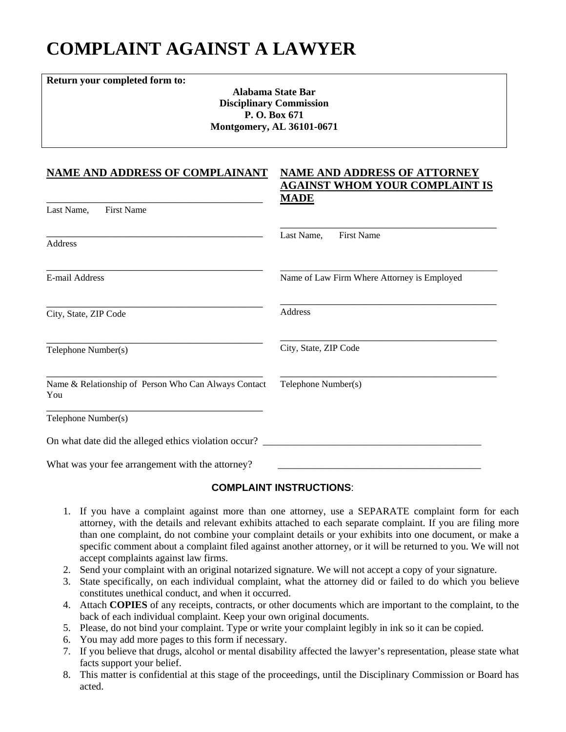# COMPLAINT AGAINST A LAWYER

**Return your completed form to:**

**Alabama State Bar**
**Disciplinary Commission**
**P. O. Box 671**
**Montgomery, AL 36101-0671**

**NAME AND ADDRESS OF COMPLAINANT**

______________________________________________
Last Name, First Name

______________________________________________
Address

______________________________________________
E-mail Address

______________________________________________
City, State, ZIP Code

______________________________________________
Telephone Number(s)

______________________________________________
Name & Relationship of Person Who Can Always Contact You

______________________________________________
Telephone Number(s)

**NAME AND ADDRESS OF ATTORNEY AGAINST WHOM YOUR COMPLAINT IS MADE**

______________________________________________
Last Name, First Name

______________________________________________
Name of Law Firm Where Attorney is Employed

______________________________________________
Address

______________________________________________
City, State, ZIP Code

______________________________________________
Telephone Number(s)

On what date did the alleged ethics violation occur? ______________________________________________

What was your fee arrangement with the attorney? ___________________________________________

**COMPLAINT INSTRUCTIONS**:

1. If you have a complaint against more than one attorney, use a SEPARATE complaint form for each attorney, with the details and relevant exhibits attached to each separate complaint. If you are filing more than one complaint, do not combine your complaint details or your exhibits into one document, or make a specific comment about a complaint filed against another attorney, or it will be returned to you. We will not accept complaints against law firms.
2. Send your complaint with an original notarized signature. We will not accept a copy of your signature.
3. State specifically, on each individual complaint, what the attorney did or failed to do which you believe constitutes unethical conduct, and when it occurred.
4. Attach **COPIES** of any receipts, contracts, or other documents which are important to the complaint, to the back of each individual complaint. Keep your own original documents.
5. Please, do not bind your complaint. Type or write your complaint legibly in ink so it can be copied.
6. You may add more pages to this form if necessary.
7. If you believe that drugs, alcohol or mental disability affected the lawyer's representation, please state what facts support your belief.
8. This matter is confidential at this stage of the proceedings, until the Disciplinary Commission or Board has acted.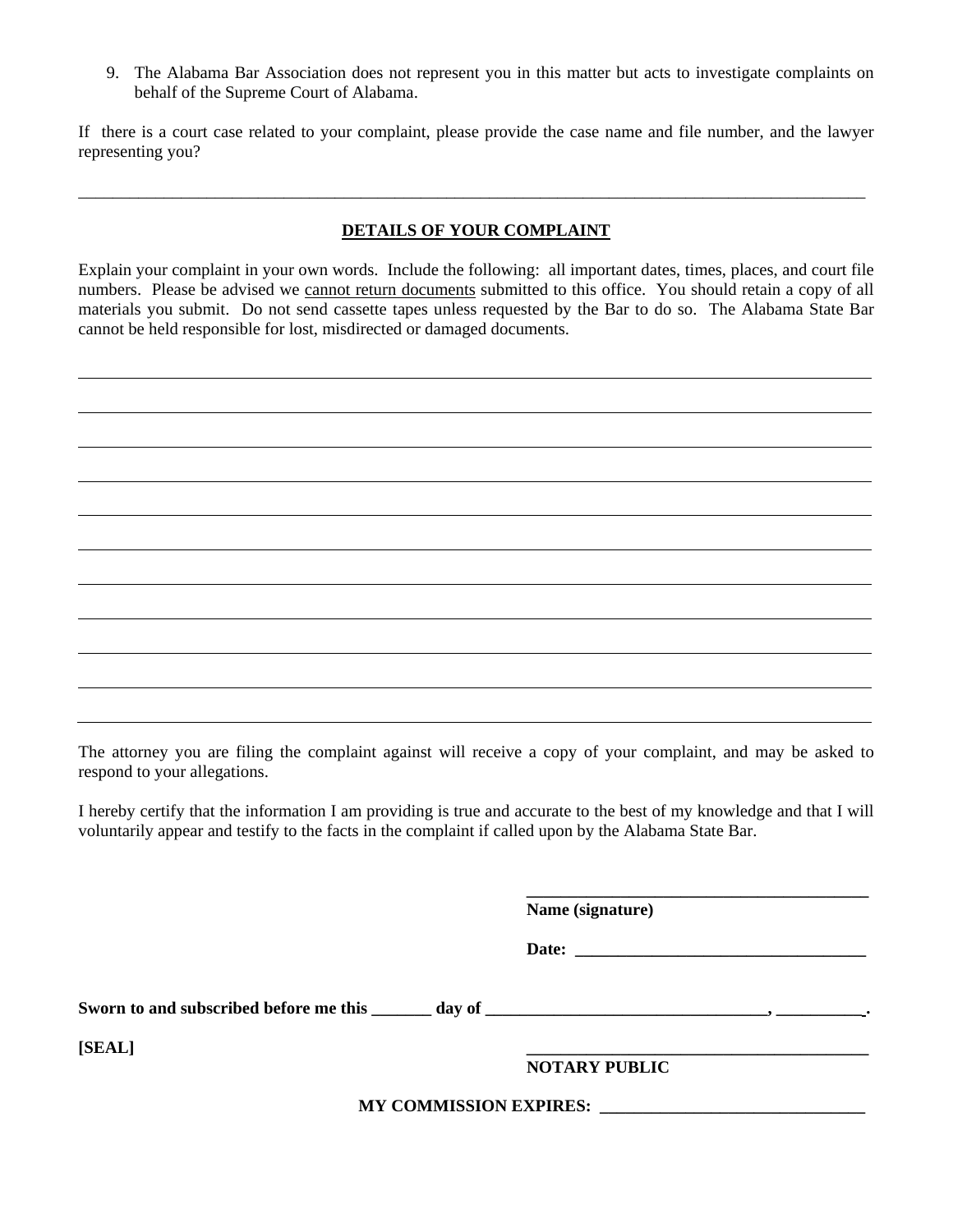9. The Alabama Bar Association does not represent you in this matter but acts to investigate complaints on behalf of the Supreme Court of Alabama.

If there is a court case related to your complaint, please provide the case name and file number, and the lawyer representing you?

_______________________________________________________________________________________________

## DETAILS OF YOUR COMPLAINT

Explain your complaint in your own words. Include the following: all important dates, times, places, and court file numbers. Please be advised we cannot return documents submitted to this office. You should retain a copy of all materials you submit. Do not send cassette tapes unless requested by the Bar to do so. The Alabama State Bar cannot be held responsible for lost, misdirected or damaged documents.

_______________________________________________________________________________________________

_______________________________________________________________________________________________

_______________________________________________________________________________________________

_______________________________________________________________________________________________

_______________________________________________________________________________________________

_______________________________________________________________________________________________

_______________________________________________________________________________________________

_______________________________________________________________________________________________

_______________________________________________________________________________________________

_______________________________________________________________________________________________

_______________________________________________________________________________________________

The attorney you are filing the complaint against will receive a copy of your complaint, and may be asked to respond to your allegations.

I hereby certify that the information I am providing is true and accurate to the best of my knowledge and that I will voluntarily appear and testify to the facts in the complaint if called upon by the Alabama State Bar.

__________________________________________
**Name (signature)**

**Date: ___________________________________**

**Sworn to and subscribed before me this _______ day of _________________________________, __________.**

**[SEAL]**

__________________________________________
**NOTARY PUBLIC**

**MY COMMISSION EXPIRES: _______________________________**